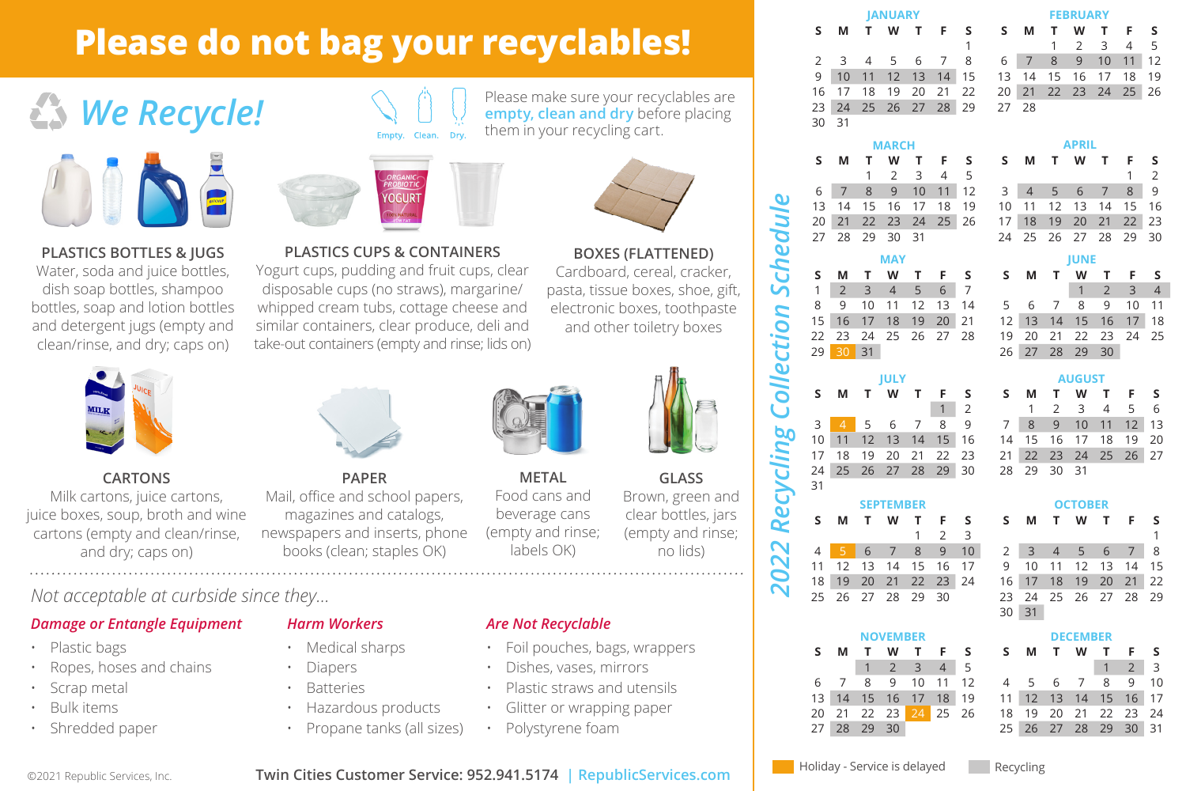# Please do not bag your recyclables!

## We Recycle!

Empty. Clean. Dry.

Please make sure your recyclables are **empty, clean and dry** before placing them in your recycling cart.

### PLASTICS BOTTLES & JUGS

Water, soda and juice bottles, dish soap bottles, shampoo bottles, soap and lotion bottles and detergent jugs (empty and clean/rinse, and dry; caps on)

### PLASTICS CUPS & CONTAINERS

Yogurt cups, pudding and fruit cups, clear disposable cups (no straws), margarine/ whipped cream tubs, cottage cheese and similar containers, clear produce, deli and take-out containers (empty and rinse; lids on)

### BOXES (FLATTENED)

Cardboard, cereal, cracker, pasta, tissue boxes, shoe, gift, electronic boxes, toothpaste and other toiletry boxes

### CARTONS

Milk cartons, juice cartons, juice boxes, soup, broth and wine cartons (empty and clean/rinse, and dry; caps on)

### PAPER

Mail, office and school papers, magazines and catalogs, newspapers and inserts, phone books (clean; staples OK)

### METAL

Food cans and beverage cans (empty and rinse; labels OK)

### GLASS

Brown, green and clear bottles, jars (empty and rinse; no lids)

*Not acceptable at curbside since they...*

### *Damage or Entangle Equipment*

- Plastic bags
- Ropes, hoses and chains
- Scrap metal
- Bulk items
- Shredded paper

### *Harm Workers*

- Medical sharps
- Diapers
- Batteries
- Hazardous products
- Propane tanks (all sizes)

### *Are Not Recyclable*

- Foil pouches, bags, wrappers
- Dishes, vases, mirrors
- Plastic straws and utensils
- Glitter or wrapping paper
- Polystyrene foam

©2021 Republic Services, Inc.

Twin Cities Customer Service: 952.941.5174 | RepublicServices.com

## 2022 Recycling Collection Schedule

Recycling weeks:

- **January:** 10–14, 24–28
- **February:** 7–11, 21–25
- **March:** 7–11, 21–25
- **April:** 4–8, 18–22
- **May:** 2–6, 16–20, 30–31
- **June:** 1–4, 13–17, 27–30
- **July:** 1, 4–8, 11–15, 25–29
- **August:** 8–12, 22–26
- **September:** 5–10, 19–23
- **October:** 3–7, 17–21, 31
- **November:** 1–4, 14–18, 24–25, 28–30
- **December:** 1–2, 12–16, 26–30

Holiday - Service is delayed: May 30, July 4, September 5, November 24

Legend: Holiday - Service is delayed | Recycling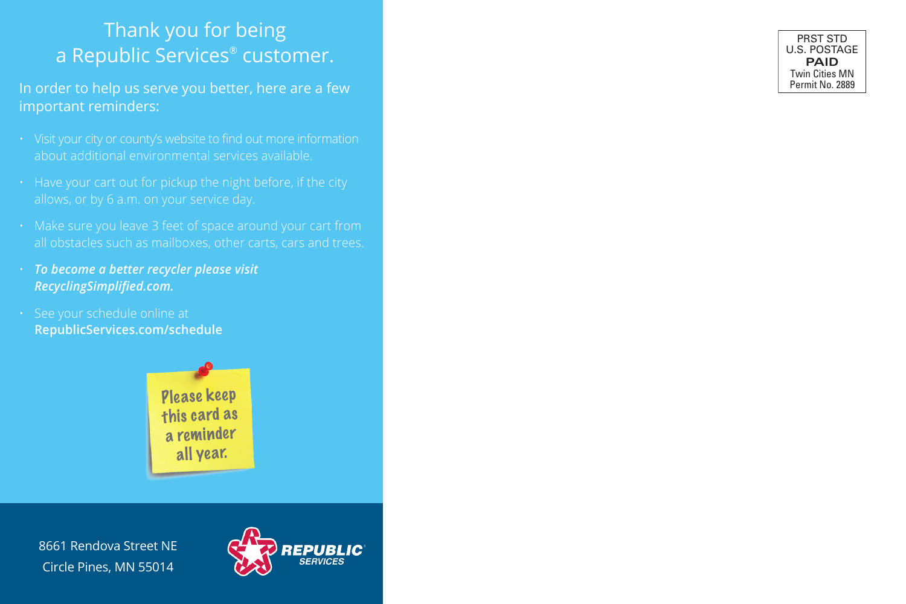# Thank you for being a Republic Services® customer.

In order to help us serve you better, here are a few important reminders:

- Visit your city or county's website to find out more information about additional environmental services available.
- Have your cart out for pickup the night before, if the city allows, or by 6 a.m. on your service day.
- Make sure you leave 3 feet of space around your cart from all obstacles such as mailboxes, other carts, cars and trees.
- ***To become a better recycler please visit RecyclingSimplified.com.***
- See your schedule online at **RepublicServices.com/schedule**

Please keep this card as a reminder all year.

8661 Rendova Street NE
Circle Pines, MN 55014

REPUBLIC SERVICES

PRST STD
U.S. POSTAGE
**PAID**
Twin Cities MN
Permit No. 2889